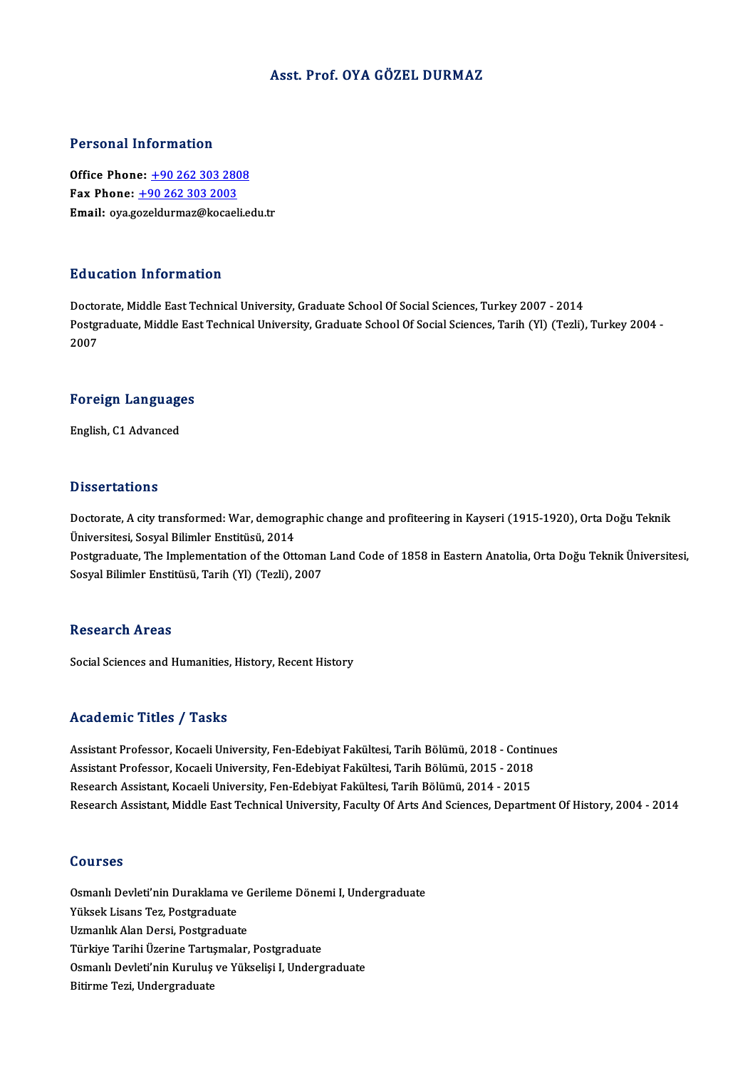# Asst. Prof. OYA GÖZEL DURMAZ

## Personal Information

**Office Phone:** +90 262 303 2808
**Fax Phone:** +90 262 303 2003
**Email:** oya.gozeldurmaz@kocaeli.edu.tr

## Education Information

Doctorate, Middle East Technical University, Graduate School Of Social Sciences, Turkey 2007 - 2014
Postgraduate, Middle East Technical University, Graduate School Of Social Sciences, Tarih (Yl) (Tezli), Turkey 2004 - 2007

## Foreign Languages

English, C1 Advanced

## Dissertations

Doctorate, A city transformed: War, demographic change and profiteering in Kayseri (1915-1920), Orta Doğu Teknik Üniversitesi, Sosyal Bilimler Enstitüsü, 2014
Postgraduate, The Implementation of the Ottoman Land Code of 1858 in Eastern Anatolia, Orta Doğu Teknik Üniversitesi, Sosyal Bilimler Enstitüsü, Tarih (Yl) (Tezli), 2007

## Research Areas

Social Sciences and Humanities, History, Recent History

## Academic Titles / Tasks

Assistant Professor, Kocaeli University, Fen-Edebiyat Fakültesi, Tarih Bölümü, 2018 - Continues
Assistant Professor, Kocaeli University, Fen-Edebiyat Fakültesi, Tarih Bölümü, 2015 - 2018
Research Assistant, Kocaeli University, Fen-Edebiyat Fakültesi, Tarih Bölümü, 2014 - 2015
Research Assistant, Middle East Technical University, Faculty Of Arts And Sciences, Department Of History, 2004 - 2014

## Courses

Osmanlı Devleti'nin Duraklama ve Gerileme Dönemi I, Undergraduate
Yüksek Lisans Tez, Postgraduate
Uzmanlık Alan Dersi, Postgraduate
Türkiye Tarihi Üzerine Tartışmalar, Postgraduate
Osmanlı Devleti'nin Kuruluş ve Yükselişi I, Undergraduate
Bitirme Tezi, Undergraduate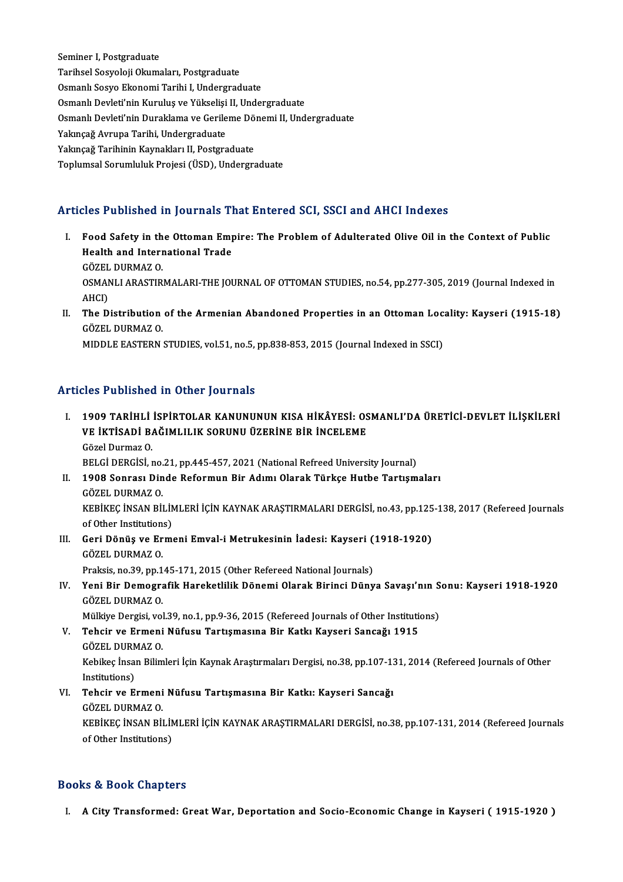Seminer I, Postgraduate
Tarihsel Sosyoloji Okumaları, Postgraduate
Osmanlı Sosyo Ekonomi Tarihi I, Undergraduate
Osmanlı Devleti'nin Kuruluş ve Yükselişi II, Undergraduate
Osmanlı Devleti'nin Duraklama ve Gerileme Dönemi II, Undergraduate
Yakınçağ Avrupa Tarihi, Undergraduate
Yakınçağ Tarihinin Kaynakları II, Postgraduate
Toplumsal Sorumluluk Projesi (ÜSD), Undergraduate

## Articles Published in Journals That Entered SCI, SSCI and AHCI Indexes

I. **Food Safety in the Ottoman Empire: The Problem of Adulterated Olive Oil in the Context of Public Health and International Trade**
GÖZEL DURMAZ O.
OSMANLI ARASTIRMALARI-THE JOURNAL OF OTTOMAN STUDIES, no.54, pp.277-305, 2019 (Journal Indexed in AHCI)

II. **The Distribution of the Armenian Abandoned Properties in an Ottoman Locality: Kayseri (1915-18)**
GÖZEL DURMAZ O.
MIDDLE EASTERN STUDIES, vol.51, no.5, pp.838-853, 2015 (Journal Indexed in SSCI)

## Articles Published in Other Journals

I. **1909 TARİHLİ İSPİRTOLAR KANUNUNUN KISA HİKÂYESİ: OSMANLI'DA ÜRETİCİ-DEVLET İLİŞKİLERİ VE İKTİSADİ BAĞIMLILIK SORUNU ÜZERİNE BİR İNCELEME**
Gözel Durmaz O.
BELGİ DERGİSİ, no.21, pp.445-457, 2021 (National Refreed University Journal)

II. **1908 Sonrası Dinde Reformun Bir Adımı Olarak Türkçe Hutbe Tartışmaları**
GÖZEL DURMAZ O.
KEBİKEÇ İNSAN BİLİMLERİ İÇİN KAYNAK ARAŞTIRMALARI DERGİSİ, no.43, pp.125-138, 2017 (Refereed Journals of Other Institutions)

III. **Geri Dönüş ve Ermeni Emval-i Metrukesinin İadesi: Kayseri (1918-1920)**
GÖZEL DURMAZ O.
Praksis, no.39, pp.145-171, 2015 (Other Refereed National Journals)

IV. **Yeni Bir Demografik Hareketlilik Dönemi Olarak Birinci Dünya Savaşı'nın Sonu: Kayseri 1918-1920**
GÖZEL DURMAZ O.
Mülkiye Dergisi, vol.39, no.1, pp.9-36, 2015 (Refereed Journals of Other Institutions)

V. **Tehcir ve Ermeni Nüfusu Tartışmasına Bir Katkı Kayseri Sancağı 1915**
GÖZEL DURMAZ O.
Kebikeç İnsan Bilimleri İçin Kaynak Araştırmaları Dergisi, no.38, pp.107-131, 2014 (Refereed Journals of Other Institutions)

VI. **Tehcir ve Ermeni Nüfusu Tartışmasına Bir Katkı: Kayseri Sancağı**
GÖZEL DURMAZ O.
KEBİKEÇ İNSAN BİLİMLERİ İÇİN KAYNAK ARAŞTIRMALARI DERGİSİ, no.38, pp.107-131, 2014 (Refereed Journals of Other Institutions)

## Books & Book Chapters

I. **A City Transformed: Great War, Deportation and Socio-Economic Change in Kayseri ( 1915-1920 )**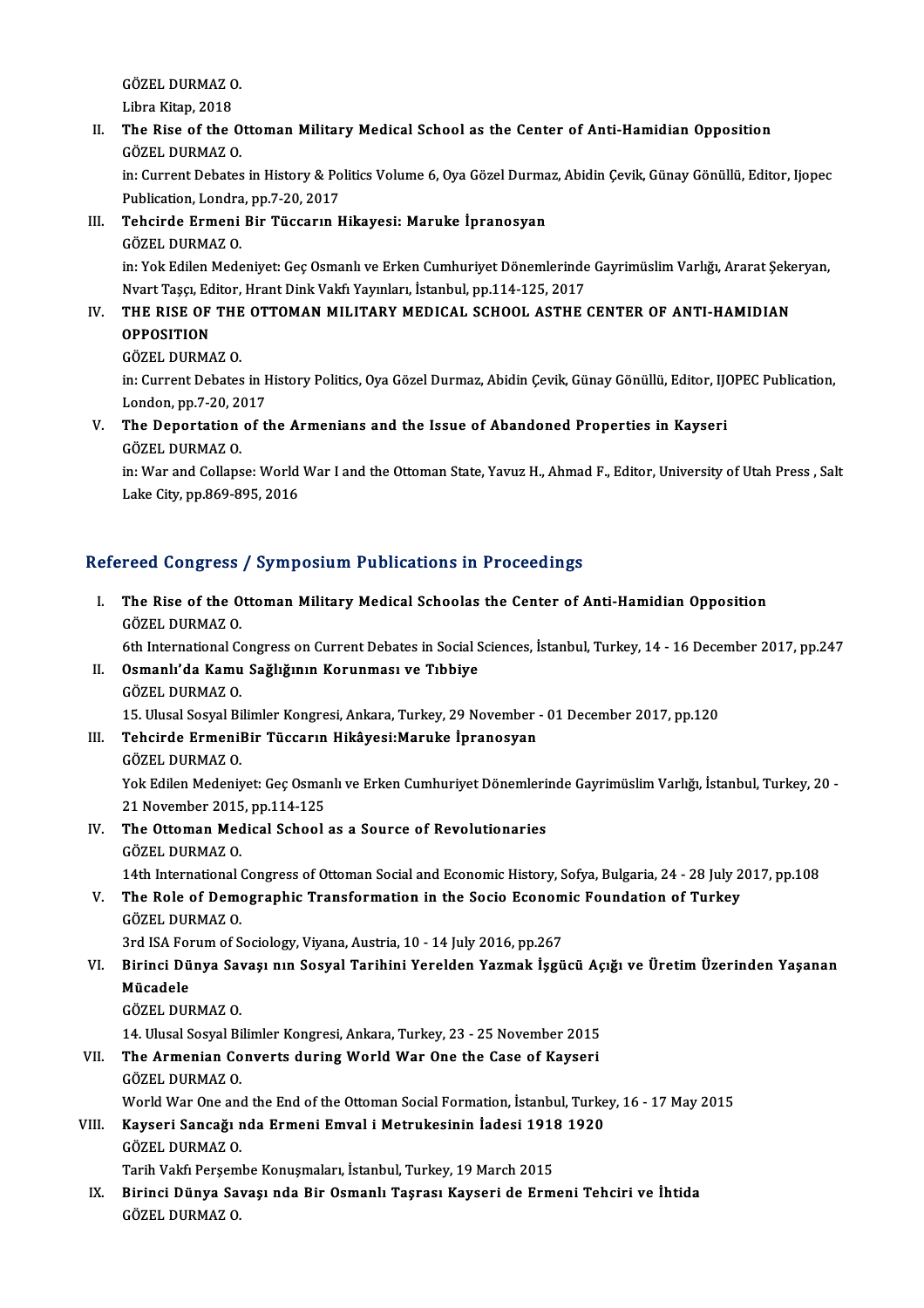GÖZEL DURMAZ O.
Libra Kitap, 2018

II. **The Rise of the Ottoman Military Medical School as the Center of Anti-Hamidian Opposition**
GÖZEL DURMAZ O.
in: Current Debates in History & Politics Volume 6, Oya Gözel Durmaz, Abidin Çevik, Günay Gönüllü, Editor, Ijopec Publication, Londra, pp.7-20, 2017

III. **Tehcirde Ermeni Bir Tüccarın Hikayesi: Maruke İpranosyan**
GÖZEL DURMAZ O.
in: Yok Edilen Medeniyet: Geç Osmanlı ve Erken Cumhuriyet Dönemlerinde Gayrimüslim Varlığı, Ararat Şekeryan, Nvart Taşçı, Editor, Hrant Dink Vakfı Yayınları, İstanbul, pp.114-125, 2017

IV. **THE RISE OF THE OTTOMAN MILITARY MEDICAL SCHOOL ASTHE CENTER OF ANTI-HAMIDIAN OPPOSITION**
GÖZEL DURMAZ O.
in: Current Debates in History Politics, Oya Gözel Durmaz, Abidin Çevik, Günay Gönüllü, Editor, IJOPEC Publication, London, pp.7-20, 2017

V. **The Deportation of the Armenians and the Issue of Abandoned Properties in Kayseri**
GÖZEL DURMAZ O.
in: War and Collapse: World War I and the Ottoman State, Yavuz H., Ahmad F., Editor, University of Utah Press , Salt Lake City, pp.869-895, 2016

## Refereed Congress / Symposium Publications in Proceedings

I. **The Rise of the Ottoman Military Medical Schoolas the Center of Anti-Hamidian Opposition**
GÖZEL DURMAZ O.
6th International Congress on Current Debates in Social Sciences, İstanbul, Turkey, 14 - 16 December 2017, pp.247

II. **Osmanlı'da Kamu Sağlığının Korunması ve Tıbbiye**
GÖZEL DURMAZ O.
15. Ulusal Sosyal Bilimler Kongresi, Ankara, Turkey, 29 November - 01 December 2017, pp.120

III. **Tehcirde ErmeniBir Tüccarın Hikâyesi:Maruke İpranosyan**
GÖZEL DURMAZ O.
Yok Edilen Medeniyet: Geç Osmanlı ve Erken Cumhuriyet Dönemlerinde Gayrimüslim Varlığı, İstanbul, Turkey, 20 - 21 November 2015, pp.114-125

IV. **The Ottoman Medical School as a Source of Revolutionaries**
GÖZEL DURMAZ O.
14th International Congress of Ottoman Social and Economic History, Sofya, Bulgaria, 24 - 28 July 2017, pp.108

V. **The Role of Demographic Transformation in the Socio Economic Foundation of Turkey**
GÖZEL DURMAZ O.
3rd ISA Forum of Sociology, Viyana, Austria, 10 - 14 July 2016, pp.267

VI. **Birinci Dünya Savaşı nın Sosyal Tarihini Yerelden Yazmak İşgücü Açığı ve Üretim Üzerinden Yaşanan Mücadele**
GÖZEL DURMAZ O.
14. Ulusal Sosyal Bilimler Kongresi, Ankara, Turkey, 23 - 25 November 2015

VII. **The Armenian Converts during World War One the Case of Kayseri**
GÖZEL DURMAZ O.
World War One and the End of the Ottoman Social Formation, İstanbul, Turkey, 16 - 17 May 2015

VIII. **Kayseri Sancağı nda Ermeni Emval i Metrukesinin İadesi 1918 1920**
GÖZEL DURMAZ O.
Tarih Vakfı Perşembe Konuşmaları, İstanbul, Turkey, 19 March 2015

IX. **Birinci Dünya Savaşı nda Bir Osmanlı Taşrası Kayseri de Ermeni Tehciri ve İhtida**
GÖZEL DURMAZ O.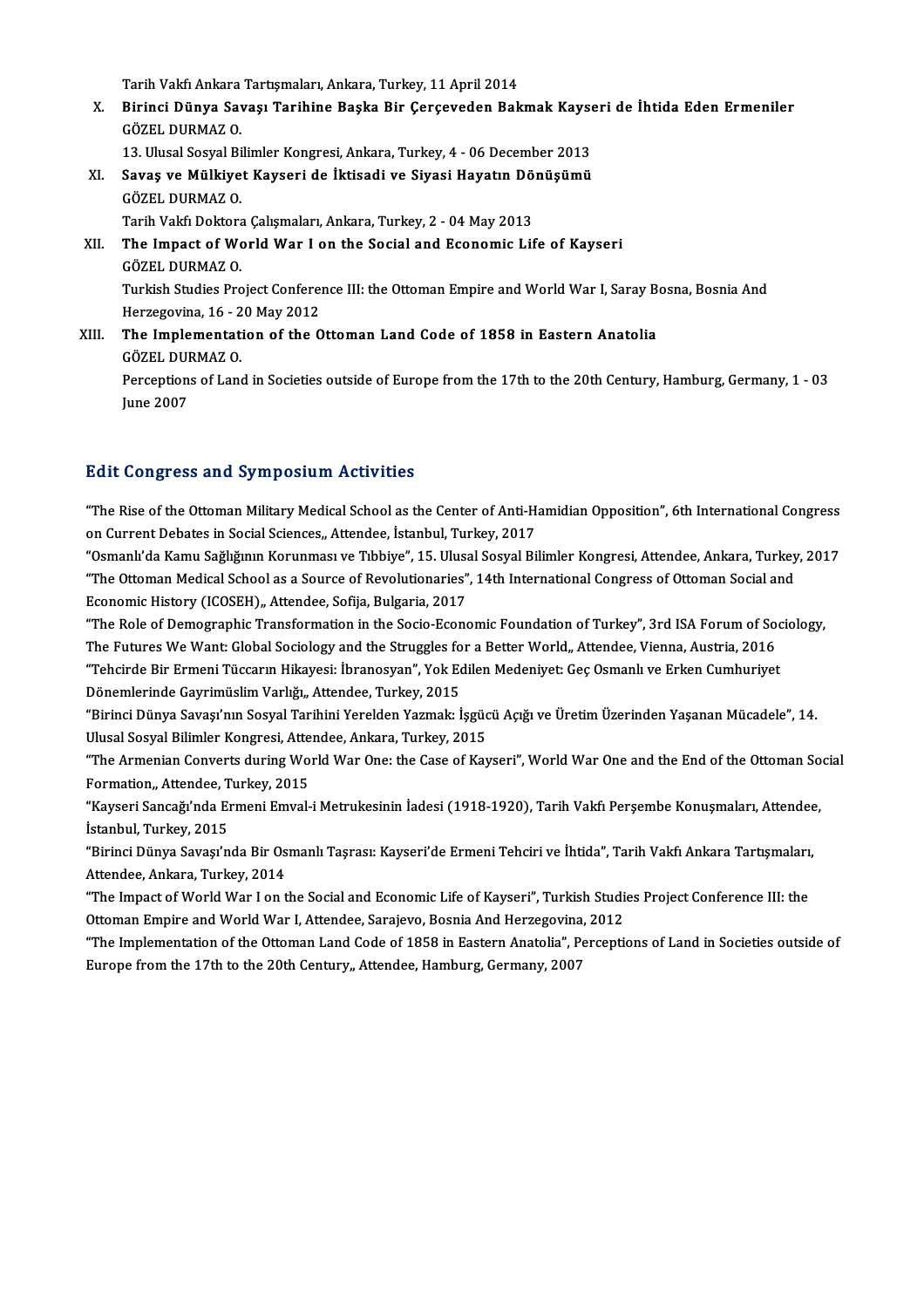Tarih Vakfı Ankara Tartışmaları, Ankara, Turkey, 11 April 2014

X. **Birinci Dünya Savaşı Tarihine Başka Bir Çerçeveden Bakmak Kayseri de İhtida Eden Ermeniler**
   GÖZEL DURMAZ O.
   13. Ulusal Sosyal Bilimler Kongresi, Ankara, Turkey, 4 - 06 December 2013

XI. **Savaş ve Mülkiyet Kayseri de İktisadi ve Siyasi Hayatın Dönüşümü**
   GÖZEL DURMAZ O.
   Tarih Vakfı Doktora Çalışmaları, Ankara, Turkey, 2 - 04 May 2013

XII. **The Impact of World War I on the Social and Economic Life of Kayseri**
   GÖZEL DURMAZ O.
   Turkish Studies Project Conference III: the Ottoman Empire and World War I, Saray Bosna, Bosnia And Herzegovina, 16 - 20 May 2012

XIII. **The Implementation of the Ottoman Land Code of 1858 in Eastern Anatolia**
   GÖZEL DURMAZ O.
   Perceptions of Land in Societies outside of Europe from the 17th to the 20th Century, Hamburg, Germany, 1 - 03 June 2007

## Edit Congress and Symposium Activities

"The Rise of the Ottoman Military Medical School as the Center of Anti-Hamidian Opposition", 6th International Congress on Current Debates in Social Sciences,, Attendee, İstanbul, Turkey, 2017

"Osmanlı'da Kamu Sağlığının Korunması ve Tıbbiye", 15. Ulusal Sosyal Bilimler Kongresi, Attendee, Ankara, Turkey, 2017

"The Ottoman Medical School as a Source of Revolutionaries", 14th International Congress of Ottoman Social and Economic History (ICOSEH),, Attendee, Sofija, Bulgaria, 2017

"The Role of Demographic Transformation in the Socio-Economic Foundation of Turkey", 3rd ISA Forum of Sociology, The Futures We Want: Global Sociology and the Struggles for a Better World,, Attendee, Vienna, Austria, 2016

"Tehcirde Bir Ermeni Tüccarın Hikayesi: İbranosyan", Yok Edilen Medeniyet: Geç Osmanlı ve Erken Cumhuriyet Dönemlerinde Gayrimüslim Varlığı,, Attendee, Turkey, 2015

"Birinci Dünya Savaşı'nın Sosyal Tarihini Yerelden Yazmak: İşgücü Açığı ve Üretim Üzerinden Yaşanan Mücadele", 14. Ulusal Sosyal Bilimler Kongresi, Attendee, Ankara, Turkey, 2015

"The Armenian Converts during World War One: the Case of Kayseri", World War One and the End of the Ottoman Social Formation,, Attendee, Turkey, 2015

"Kayseri Sancağı'nda Ermeni Emval-i Metrukesinin İadesi (1918-1920), Tarih Vakfı Perşembe Konuşmaları, Attendee, İstanbul, Turkey, 2015

"Birinci Dünya Savaşı'nda Bir Osmanlı Taşrası: Kayseri'de Ermeni Tehciri ve İhtida", Tarih Vakfı Ankara Tartışmaları, Attendee, Ankara, Turkey, 2014

"The Impact of World War I on the Social and Economic Life of Kayseri", Turkish Studies Project Conference III: the Ottoman Empire and World War I, Attendee, Sarajevo, Bosnia And Herzegovina, 2012

"The Implementation of the Ottoman Land Code of 1858 in Eastern Anatolia", Perceptions of Land in Societies outside of Europe from the 17th to the 20th Century,, Attendee, Hamburg, Germany, 2007